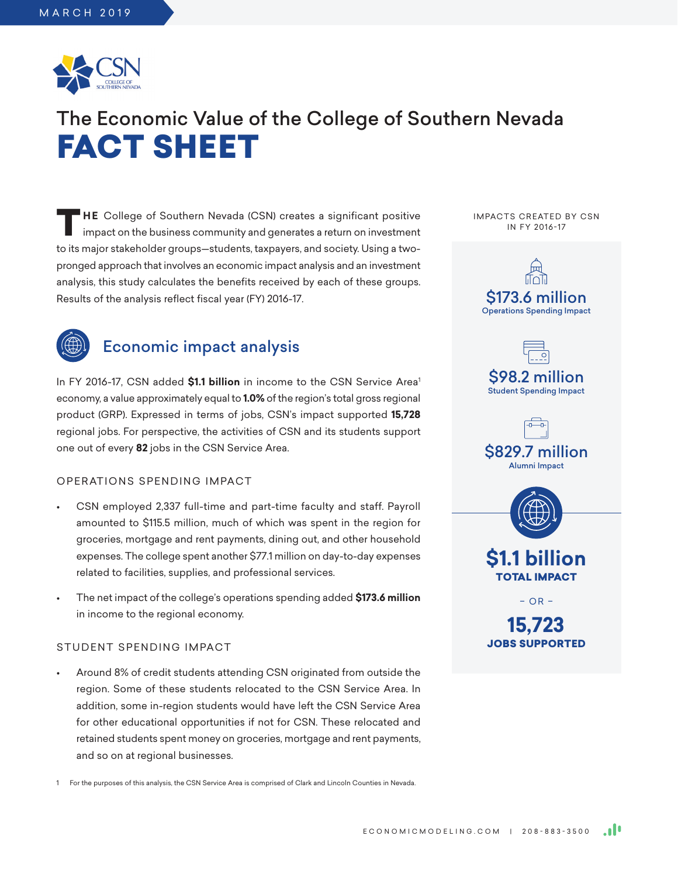MARCH 2019

# The Economic Value of the College of Southern Nevada

# FACT SHEET

THE College of Southern Nevada (CSN) creates a significant positive impact on the business community and generates a return on investment to its major stakeholder groups—students, taxpayers, and society. Using a two-pronged approach that involves an economic impact analysis and an investment analysis, this study calculates the benefits received by each of these groups. Results of the analysis reflect fiscal year (FY) 2016-17.

## Economic impact analysis

In FY 2016-17, CSN added **$1.1 billion** in income to the CSN Service Area[1] economy, a value approximately equal to **1.0%** of the region's total gross regional product (GRP). Expressed in terms of jobs, CSN's impact supported **15,728** regional jobs. For perspective, the activities of CSN and its students support one out of every **82** jobs in the CSN Service Area.

### OPERATIONS SPENDING IMPACT

- CSN employed 2,337 full-time and part-time faculty and staff. Payroll amounted to $115.5 million, much of which was spent in the region for groceries, mortgage and rent payments, dining out, and other household expenses. The college spent another $77.1 million on day-to-day expenses related to facilities, supplies, and professional services.
- The net impact of the college's operations spending added **$173.6 million** in income to the regional economy.

### STUDENT SPENDING IMPACT

- Around 8% of credit students attending CSN originated from outside the region. Some of these students relocated to the CSN Service Area. In addition, some in-region students would have left the CSN Service Area for other educational opportunities if not for CSN. These relocated and retained students spent money on groceries, mortgage and rent payments, and so on at regional businesses.

IMPACTS CREATED BY CSN IN FY 2016-17

**$173.6 million**
Operations Spending Impact

**$98.2 million**
Student Spending Impact

**$829.7 million**
Alumni Impact

**$1.1 billion**
**TOTAL IMPACT**

– OR –

**15,723**
**JOBS SUPPORTED**

1 For the purposes of this analysis, the CSN Service Area is comprised of Clark and Lincoln Counties in Nevada.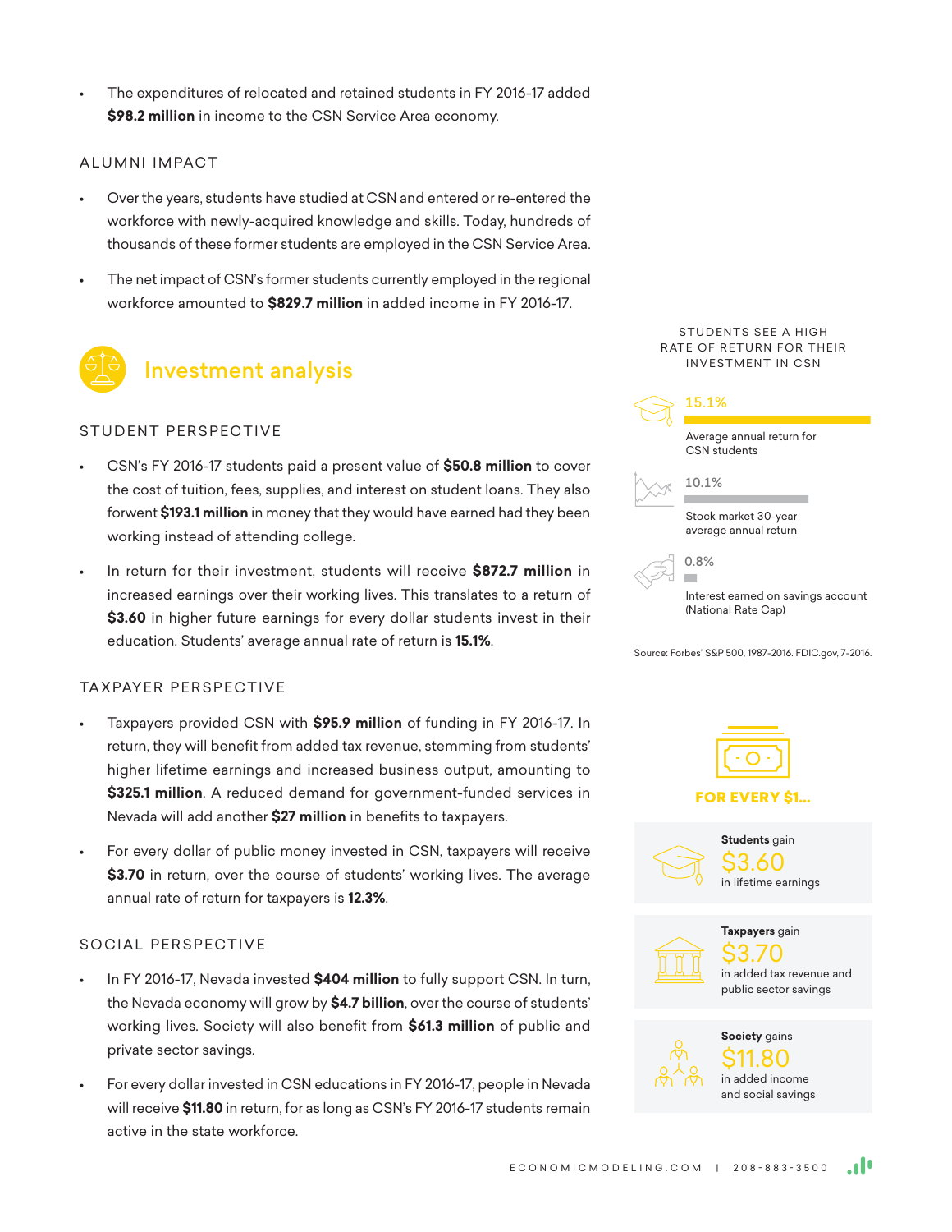- The expenditures of relocated and retained students in FY 2016-17 added **$98.2 million** in income to the CSN Service Area economy.

### ALUMNI IMPACT

- Over the years, students have studied at CSN and entered or re-entered the workforce with newly-acquired knowledge and skills. Today, hundreds of thousands of these former students are employed in the CSN Service Area.
- The net impact of CSN's former students currently employed in the regional workforce amounted to **$829.7 million** in added income in FY 2016-17.

## Investment analysis

### STUDENT PERSPECTIVE

- CSN's FY 2016-17 students paid a present value of **$50.8 million** to cover the cost of tuition, fees, supplies, and interest on student loans. They also forwent **$193.1 million** in money that they would have earned had they been working instead of attending college.
- In return for their investment, students will receive **$872.7 million** in increased earnings over their working lives. This translates to a return of **$3.60** in higher future earnings for every dollar students invest in their education. Students' average annual rate of return is **15.1%**.

### TAXPAYER PERSPECTIVE

- Taxpayers provided CSN with **$95.9 million** of funding in FY 2016-17. In return, they will benefit from added tax revenue, stemming from students' higher lifetime earnings and increased business output, amounting to **$325.1 million**. A reduced demand for government-funded services in Nevada will add another **$27 million** in benefits to taxpayers.
- For every dollar of public money invested in CSN, taxpayers will receive **$3.70** in return, over the course of students' working lives. The average annual rate of return for taxpayers is **12.3%**.

### SOCIAL PERSPECTIVE

- In FY 2016-17, Nevada invested **$404 million** to fully support CSN. In turn, the Nevada economy will grow by **$4.7 billion**, over the course of students' working lives. Society will also benefit from **$61.3 million** of public and private sector savings.
- For every dollar invested in CSN educations in FY 2016-17, people in Nevada will receive **$11.80** in return, for as long as CSN's FY 2016-17 students remain active in the state workforce.

STUDENTS SEE A HIGH RATE OF RETURN FOR THEIR INVESTMENT IN CSN

15.1%
Average annual return for CSN students

10.1%
Stock market 30-year average annual return

0.8%
Interest earned on savings account (National Rate Cap)

Source: Forbes' S&P 500, 1987-2016. FDIC.gov, 7-2016.

**FOR EVERY $1...**

**Students** gain
$3.60
in lifetime earnings

**Taxpayers** gain
$3.70
in added tax revenue and public sector savings

**Society** gains
$11.80
in added income and social savings